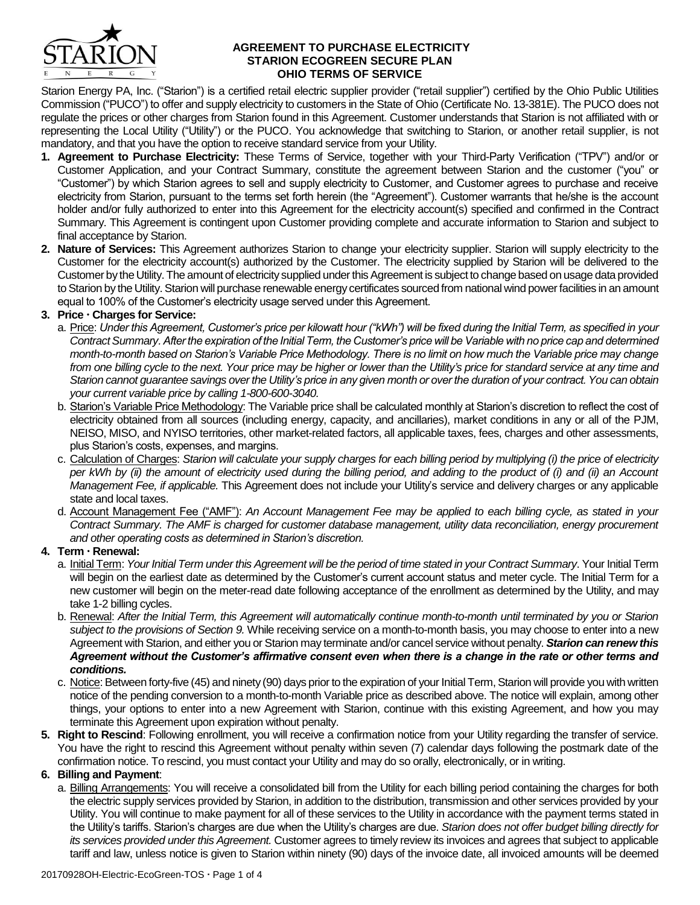# AGREEMENT TO PURCHASE ELECTRICITY
# STARION ECOGREEN SECURE PLAN
# OHIO TERMS OF SERVICE

Starion Energy PA, Inc. ("Starion") is a certified retail electric supplier provider ("retail supplier") certified by the Ohio Public Utilities Commission ("PUCO") to offer and supply electricity to customers in the State of Ohio (Certificate No. 13-381E). The PUCO does not regulate the prices or other charges from Starion found in this Agreement. Customer understands that Starion is not affiliated with or representing the Local Utility ("Utility") or the PUCO. You acknowledge that switching to Starion, or another retail supplier, is not mandatory, and that you have the option to receive standard service from your Utility.

1. **Agreement to Purchase Electricity:** These Terms of Service, together with your Third-Party Verification ("TPV") and/or or Customer Application, and your Contract Summary, constitute the agreement between Starion and the customer ("you" or "Customer") by which Starion agrees to sell and supply electricity to Customer, and Customer agrees to purchase and receive electricity from Starion, pursuant to the terms set forth herein (the "Agreement"). Customer warrants that he/she is the account holder and/or fully authorized to enter into this Agreement for the electricity account(s) specified and confirmed in the Contract Summary. This Agreement is contingent upon Customer providing complete and accurate information to Starion and subject to final acceptance by Starion.
2. **Nature of Services:** This Agreement authorizes Starion to change your electricity supplier. Starion will supply electricity to the Customer for the electricity account(s) authorized by the Customer. The electricity supplied by Starion will be delivered to the Customer by the Utility. The amount of electricity supplied under this Agreement is subject to change based on usage data provided to Starion by the Utility. Starion will purchase renewable energy certificates sourced from national wind power facilities in an amount equal to 100% of the Customer's electricity usage served under this Agreement.
3. **Price · Charges for Service:**
   a. Price: *Under this Agreement, Customer's price per kilowatt hour ("kWh") will be fixed during the Initial Term, as specified in your Contract Summary. After the expiration of the Initial Term, the Customer's price will be Variable with no price cap and determined month-to-month based on Starion's Variable Price Methodology. There is no limit on how much the Variable price may change from one billing cycle to the next. Your price may be higher or lower than the Utility's price for standard service at any time and Starion cannot guarantee savings over the Utility's price in any given month or over the duration of your contract. You can obtain your current variable price by calling 1-800-600-3040.*
   b. Starion's Variable Price Methodology: The Variable price shall be calculated monthly at Starion's discretion to reflect the cost of electricity obtained from all sources (including energy, capacity, and ancillaries), market conditions in any or all of the PJM, NEISO, MISO, and NYISO territories, other market-related factors, all applicable taxes, fees, charges and other assessments, plus Starion's costs, expenses, and margins.
   c. Calculation of Charges: *Starion will calculate your supply charges for each billing period by multiplying (i) the price of electricity per kWh by (ii) the amount of electricity used during the billing period, and adding to the product of (i) and (ii) an Account Management Fee, if applicable.* This Agreement does not include your Utility's service and delivery charges or any applicable state and local taxes.
   d. Account Management Fee ("AMF"): *An Account Management Fee may be applied to each billing cycle, as stated in your Contract Summary. The AMF is charged for customer database management, utility data reconciliation, energy procurement and other operating costs as determined in Starion's discretion.*
4. **Term · Renewal:**
   a. Initial Term: *Your Initial Term under this Agreement will be the period of time stated in your Contract Summary*. Your Initial Term will begin on the earliest date as determined by the Customer's current account status and meter cycle. The Initial Term for a new customer will begin on the meter-read date following acceptance of the enrollment as determined by the Utility, and may take 1-2 billing cycles.
   b. Renewal: *After the Initial Term, this Agreement will automatically continue month-to-month until terminated by you or Starion subject to the provisions of Section 9.* While receiving service on a month-to-month basis, you may choose to enter into a new Agreement with Starion, and either you or Starion may terminate and/or cancel service without penalty. ***Starion can renew this Agreement without the Customer's affirmative consent even when there is a change in the rate or other terms and conditions.***
   c. Notice: Between forty-five (45) and ninety (90) days prior to the expiration of your Initial Term, Starion will provide you with written notice of the pending conversion to a month-to-month Variable price as described above. The notice will explain, among other things, your options to enter into a new Agreement with Starion, continue with this existing Agreement, and how you may terminate this Agreement upon expiration without penalty.
5. **Right to Rescind**: Following enrollment, you will receive a confirmation notice from your Utility regarding the transfer of service. You have the right to rescind this Agreement without penalty within seven (7) calendar days following the postmark date of the confirmation notice. To rescind, you must contact your Utility and may do so orally, electronically, or in writing.
6. **Billing and Payment**:
   a. Billing Arrangements: You will receive a consolidated bill from the Utility for each billing period containing the charges for both the electric supply services provided by Starion, in addition to the distribution, transmission and other services provided by your Utility. You will continue to make payment for all of these services to the Utility in accordance with the payment terms stated in the Utility's tariffs. Starion's charges are due when the Utility's charges are due. *Starion does not offer budget billing directly for its services provided under this Agreement.* Customer agrees to timely review its invoices and agrees that subject to applicable tariff and law, unless notice is given to Starion within ninety (90) days of the invoice date, all invoiced amounts will be deemed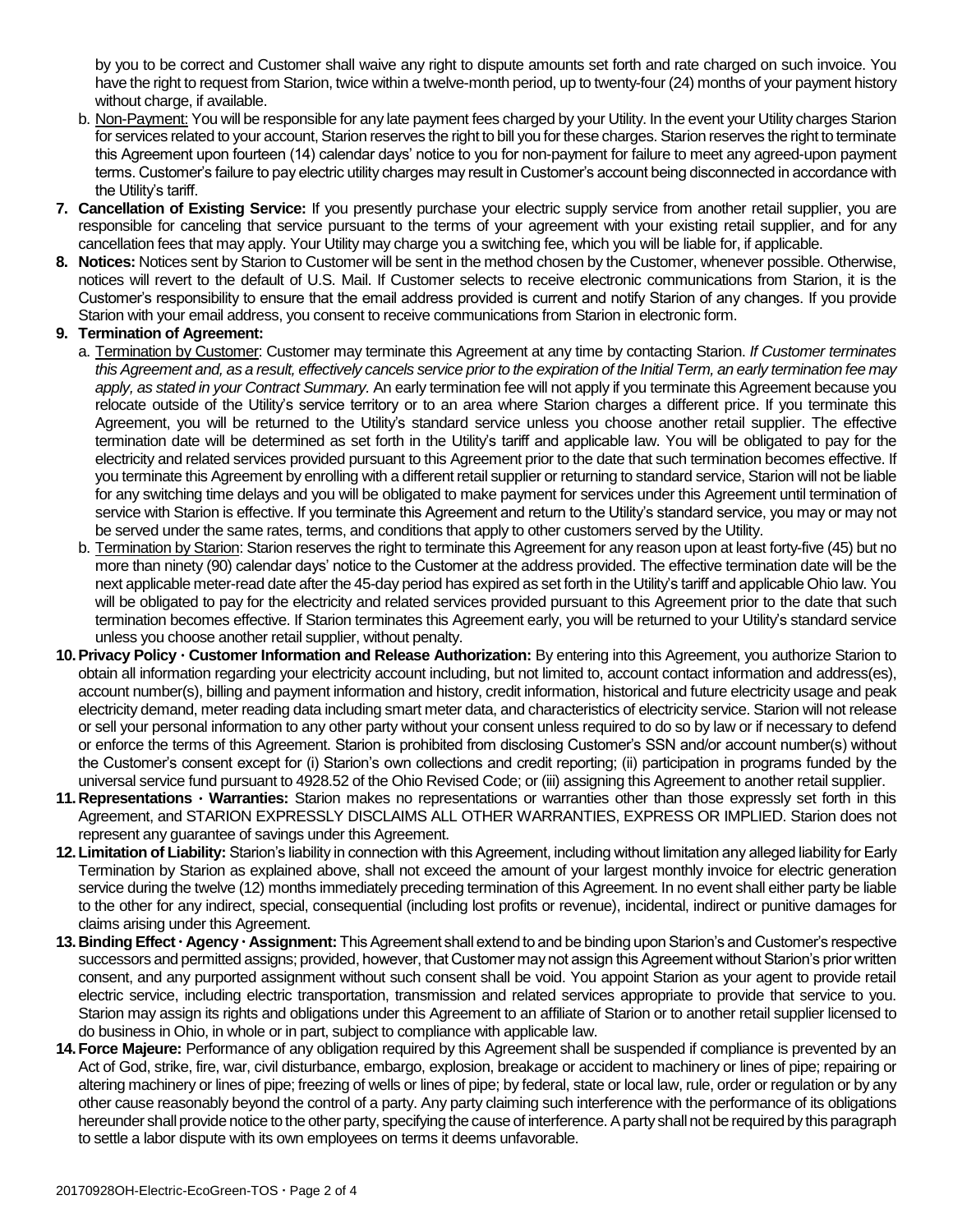by you to be correct and Customer shall waive any right to dispute amounts set forth and rate charged on such invoice. You have the right to request from Starion, twice within a twelve-month period, up to twenty-four (24) months of your payment history without charge, if available.

b. Non-Payment: You will be responsible for any late payment fees charged by your Utility. In the event your Utility charges Starion for services related to your account, Starion reserves the right to bill you for these charges. Starion reserves the right to terminate this Agreement upon fourteen (14) calendar days' notice to you for non-payment for failure to meet any agreed-upon payment terms. Customer's failure to pay electric utility charges may result in Customer's account being disconnected in accordance with the Utility's tariff.

7. **Cancellation of Existing Service:** If you presently purchase your electric supply service from another retail supplier, you are responsible for canceling that service pursuant to the terms of your agreement with your existing retail supplier, and for any cancellation fees that may apply. Your Utility may charge you a switching fee, which you will be liable for, if applicable.

8. **Notices:** Notices sent by Starion to Customer will be sent in the method chosen by the Customer, whenever possible. Otherwise, notices will revert to the default of U.S. Mail. If Customer selects to receive electronic communications from Starion, it is the Customer's responsibility to ensure that the email address provided is current and notify Starion of any changes. If you provide Starion with your email address, you consent to receive communications from Starion in electronic form.

9. **Termination of Agreement:**

   a. Termination by Customer: Customer may terminate this Agreement at any time by contacting Starion. *If Customer terminates this Agreement and, as a result, effectively cancels service prior to the expiration of the Initial Term, an early termination fee may apply, as stated in your Contract Summary.* An early termination fee will not apply if you terminate this Agreement because you relocate outside of the Utility's service territory or to an area where Starion charges a different price. If you terminate this Agreement, you will be returned to the Utility's standard service unless you choose another retail supplier. The effective termination date will be determined as set forth in the Utility's tariff and applicable law. You will be obligated to pay for the electricity and related services provided pursuant to this Agreement prior to the date that such termination becomes effective. If you terminate this Agreement by enrolling with a different retail supplier or returning to standard service, Starion will not be liable for any switching time delays and you will be obligated to make payment for services under this Agreement until termination of service with Starion is effective. If you terminate this Agreement and return to the Utility's standard service, you may or may not be served under the same rates, terms, and conditions that apply to other customers served by the Utility.

   b. Termination by Starion: Starion reserves the right to terminate this Agreement for any reason upon at least forty-five (45) but no more than ninety (90) calendar days' notice to the Customer at the address provided. The effective termination date will be the next applicable meter-read date after the 45-day period has expired as set forth in the Utility's tariff and applicable Ohio law. You will be obligated to pay for the electricity and related services provided pursuant to this Agreement prior to the date that such termination becomes effective. If Starion terminates this Agreement early, you will be returned to your Utility's standard service unless you choose another retail supplier, without penalty.

10. **Privacy Policy · Customer Information and Release Authorization:** By entering into this Agreement, you authorize Starion to obtain all information regarding your electricity account including, but not limited to, account contact information and address(es), account number(s), billing and payment information and history, credit information, historical and future electricity usage and peak electricity demand, meter reading data including smart meter data, and characteristics of electricity service. Starion will not release or sell your personal information to any other party without your consent unless required to do so by law or if necessary to defend or enforce the terms of this Agreement. Starion is prohibited from disclosing Customer's SSN and/or account number(s) without the Customer's consent except for (i) Starion's own collections and credit reporting; (ii) participation in programs funded by the universal service fund pursuant to 4928.52 of the Ohio Revised Code; or (iii) assigning this Agreement to another retail supplier.

11. **Representations · Warranties:** Starion makes no representations or warranties other than those expressly set forth in this Agreement, and STARION EXPRESSLY DISCLAIMS ALL OTHER WARRANTIES, EXPRESS OR IMPLIED. Starion does not represent any guarantee of savings under this Agreement.

12. **Limitation of Liability:** Starion's liability in connection with this Agreement, including without limitation any alleged liability for Early Termination by Starion as explained above, shall not exceed the amount of your largest monthly invoice for electric generation service during the twelve (12) months immediately preceding termination of this Agreement. In no event shall either party be liable to the other for any indirect, special, consequential (including lost profits or revenue), incidental, indirect or punitive damages for claims arising under this Agreement.

13. **Binding Effect · Agency · Assignment:** This Agreement shall extend to and be binding upon Starion's and Customer's respective successors and permitted assigns; provided, however, that Customer may not assign this Agreement without Starion's prior written consent, and any purported assignment without such consent shall be void. You appoint Starion as your agent to provide retail electric service, including electric transportation, transmission and related services appropriate to provide that service to you. Starion may assign its rights and obligations under this Agreement to an affiliate of Starion or to another retail supplier licensed to do business in Ohio, in whole or in part, subject to compliance with applicable law.

14. **Force Majeure:** Performance of any obligation required by this Agreement shall be suspended if compliance is prevented by an Act of God, strike, fire, war, civil disturbance, embargo, explosion, breakage or accident to machinery or lines of pipe; repairing or altering machinery or lines of pipe; freezing of wells or lines of pipe; by federal, state or local law, rule, order or regulation or by any other cause reasonably beyond the control of a party. Any party claiming such interference with the performance of its obligations hereunder shall provide notice to the other party, specifying the cause of interference. A party shall not be required by this paragraph to settle a labor dispute with its own employees on terms it deems unfavorable.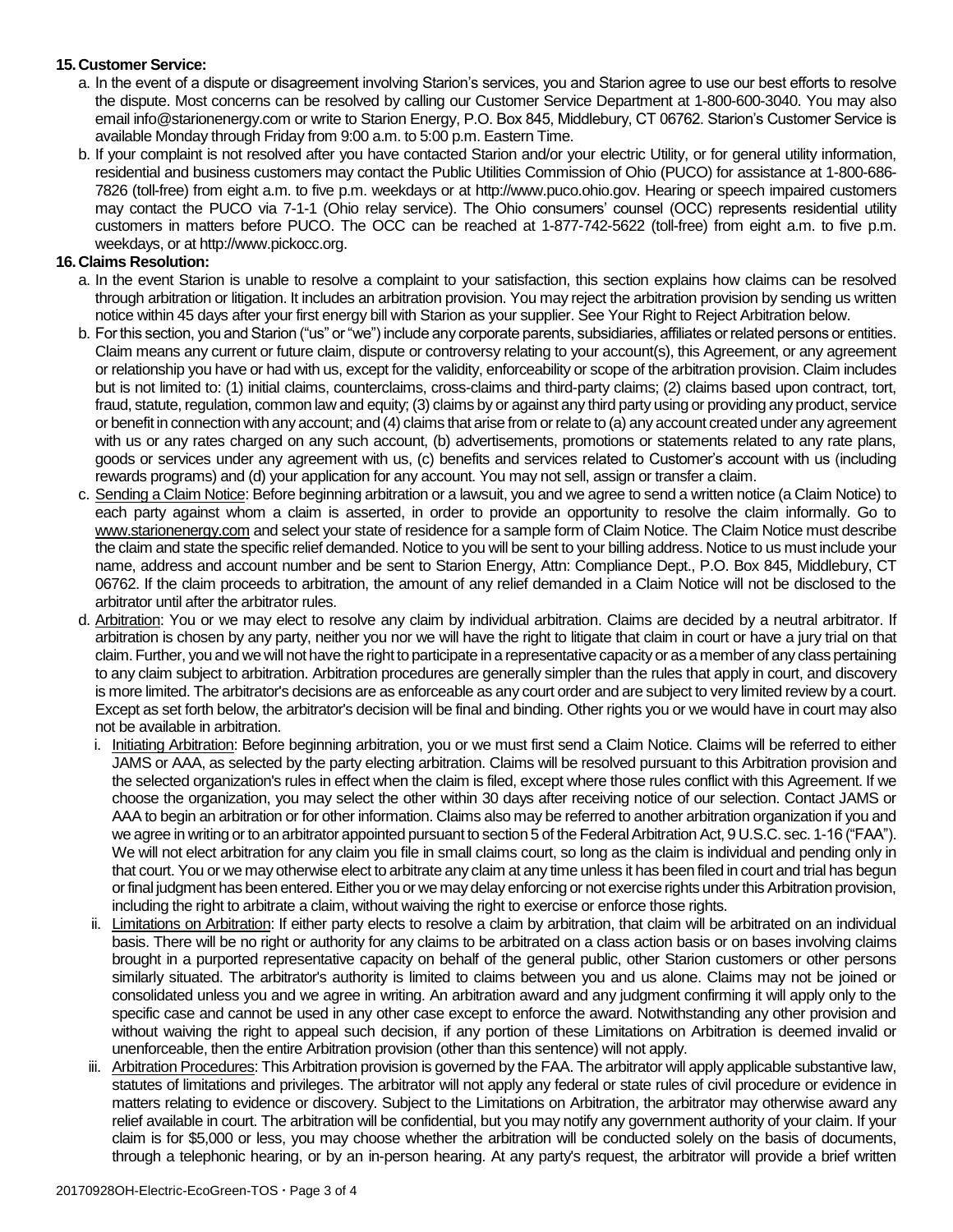**15. Customer Service:**

a. In the event of a dispute or disagreement involving Starion's services, you and Starion agree to use our best efforts to resolve the dispute. Most concerns can be resolved by calling our Customer Service Department at 1-800-600-3040. You may also email info@starionenergy.com or write to Starion Energy, P.O. Box 845, Middlebury, CT 06762. Starion's Customer Service is available Monday through Friday from 9:00 a.m. to 5:00 p.m. Eastern Time.

b. If your complaint is not resolved after you have contacted Starion and/or your electric Utility, or for general utility information, residential and business customers may contact the Public Utilities Commission of Ohio (PUCO) for assistance at 1-800-686-7826 (toll-free) from eight a.m. to five p.m. weekdays or at http://www.puco.ohio.gov. Hearing or speech impaired customers may contact the PUCO via 7-1-1 (Ohio relay service). The Ohio consumers' counsel (OCC) represents residential utility customers in matters before PUCO. The OCC can be reached at 1-877-742-5622 (toll-free) from eight a.m. to five p.m. weekdays, or at http://www.pickocc.org.

**16. Claims Resolution:**

a. In the event Starion is unable to resolve a complaint to your satisfaction, this section explains how claims can be resolved through arbitration or litigation. It includes an arbitration provision. You may reject the arbitration provision by sending us written notice within 45 days after your first energy bill with Starion as your supplier. See Your Right to Reject Arbitration below.

b. For this section, you and Starion ("us" or "we") include any corporate parents, subsidiaries, affiliates or related persons or entities. Claim means any current or future claim, dispute or controversy relating to your account(s), this Agreement, or any agreement or relationship you have or had with us, except for the validity, enforceability or scope of the arbitration provision. Claim includes but is not limited to: (1) initial claims, counterclaims, cross-claims and third-party claims; (2) claims based upon contract, tort, fraud, statute, regulation, common law and equity; (3) claims by or against any third party using or providing any product, service or benefit in connection with any account; and (4) claims that arise from or relate to (a) any account created under any agreement with us or any rates charged on any such account, (b) advertisements, promotions or statements related to any rate plans, goods or services under any agreement with us, (c) benefits and services related to Customer's account with us (including rewards programs) and (d) your application for any account. You may not sell, assign or transfer a claim.

c. Sending a Claim Notice: Before beginning arbitration or a lawsuit, you and we agree to send a written notice (a Claim Notice) to each party against whom a claim is asserted, in order to provide an opportunity to resolve the claim informally. Go to www.starionenergy.com and select your state of residence for a sample form of Claim Notice. The Claim Notice must describe the claim and state the specific relief demanded. Notice to you will be sent to your billing address. Notice to us must include your name, address and account number and be sent to Starion Energy, Attn: Compliance Dept., P.O. Box 845, Middlebury, CT 06762. If the claim proceeds to arbitration, the amount of any relief demanded in a Claim Notice will not be disclosed to the arbitrator until after the arbitrator rules.

d. Arbitration: You or we may elect to resolve any claim by individual arbitration. Claims are decided by a neutral arbitrator. If arbitration is chosen by any party, neither you nor we will have the right to litigate that claim in court or have a jury trial on that claim. Further, you and we will not have the right to participate in a representative capacity or as a member of any class pertaining to any claim subject to arbitration. Arbitration procedures are generally simpler than the rules that apply in court, and discovery is more limited. The arbitrator's decisions are as enforceable as any court order and are subject to very limited review by a court. Except as set forth below, the arbitrator's decision will be final and binding. Other rights you or we would have in court may also not be available in arbitration.

   i. Initiating Arbitration: Before beginning arbitration, you or we must first send a Claim Notice. Claims will be referred to either JAMS or AAA, as selected by the party electing arbitration. Claims will be resolved pursuant to this Arbitration provision and the selected organization's rules in effect when the claim is filed, except where those rules conflict with this Agreement. If we choose the organization, you may select the other within 30 days after receiving notice of our selection. Contact JAMS or AAA to begin an arbitration or for other information. Claims also may be referred to another arbitration organization if you and we agree in writing or to an arbitrator appointed pursuant to section 5 of the Federal Arbitration Act, 9 U.S.C. sec. 1-16 ("FAA"). We will not elect arbitration for any claim you file in small claims court, so long as the claim is individual and pending only in that court. You or we may otherwise elect to arbitrate any claim at any time unless it has been filed in court and trial has begun or final judgment has been entered. Either you or we may delay enforcing or not exercise rights under this Arbitration provision, including the right to arbitrate a claim, without waiving the right to exercise or enforce those rights.

   ii. Limitations on Arbitration: If either party elects to resolve a claim by arbitration, that claim will be arbitrated on an individual basis. There will be no right or authority for any claims to be arbitrated on a class action basis or on bases involving claims brought in a purported representative capacity on behalf of the general public, other Starion customers or other persons similarly situated. The arbitrator's authority is limited to claims between you and us alone. Claims may not be joined or consolidated unless you and we agree in writing. An arbitration award and any judgment confirming it will apply only to the specific case and cannot be used in any other case except to enforce the award. Notwithstanding any other provision and without waiving the right to appeal such decision, if any portion of these Limitations on Arbitration is deemed invalid or unenforceable, then the entire Arbitration provision (other than this sentence) will not apply.

   iii. Arbitration Procedures: This Arbitration provision is governed by the FAA. The arbitrator will apply applicable substantive law, statutes of limitations and privileges. The arbitrator will not apply any federal or state rules of civil procedure or evidence in matters relating to evidence or discovery. Subject to the Limitations on Arbitration, the arbitrator may otherwise award any relief available in court. The arbitration will be confidential, but you may notify any government authority of your claim. If your claim is for $5,000 or less, you may choose whether the arbitration will be conducted solely on the basis of documents, through a telephonic hearing, or by an in-person hearing. At any party's request, the arbitrator will provide a brief written

20170928OH-Electric-EcoGreen-TOS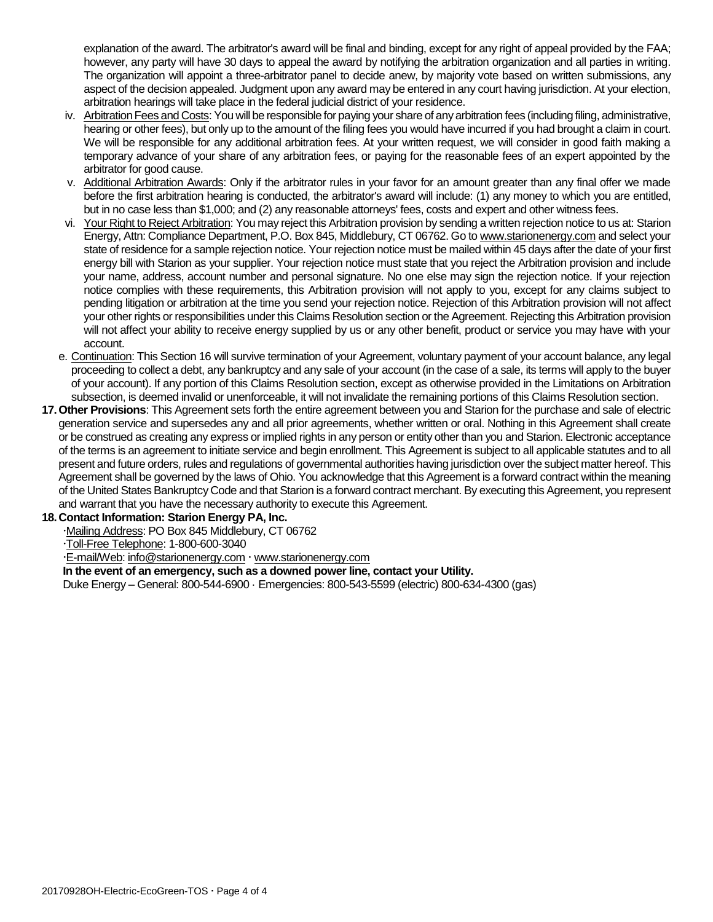explanation of the award. The arbitrator's award will be final and binding, except for any right of appeal provided by the FAA; however, any party will have 30 days to appeal the award by notifying the arbitration organization and all parties in writing. The organization will appoint a three-arbitrator panel to decide anew, by majority vote based on written submissions, any aspect of the decision appealed. Judgment upon any award may be entered in any court having jurisdiction. At your election, arbitration hearings will take place in the federal judicial district of your residence.

iv. Arbitration Fees and Costs: You will be responsible for paying your share of any arbitration fees (including filing, administrative, hearing or other fees), but only up to the amount of the filing fees you would have incurred if you had brought a claim in court. We will be responsible for any additional arbitration fees. At your written request, we will consider in good faith making a temporary advance of your share of any arbitration fees, or paying for the reasonable fees of an expert appointed by the arbitrator for good cause.

v. Additional Arbitration Awards: Only if the arbitrator rules in your favor for an amount greater than any final offer we made before the first arbitration hearing is conducted, the arbitrator's award will include: (1) any money to which you are entitled, but in no case less than $1,000; and (2) any reasonable attorneys' fees, costs and expert and other witness fees.

vi. Your Right to Reject Arbitration: You may reject this Arbitration provision by sending a written rejection notice to us at: Starion Energy, Attn: Compliance Department, P.O. Box 845, Middlebury, CT 06762. Go to www.starionenergy.com and select your state of residence for a sample rejection notice. Your rejection notice must be mailed within 45 days after the date of your first energy bill with Starion as your supplier. Your rejection notice must state that you reject the Arbitration provision and include your name, address, account number and personal signature. No one else may sign the rejection notice. If your rejection notice complies with these requirements, this Arbitration provision will not apply to you, except for any claims subject to pending litigation or arbitration at the time you send your rejection notice. Rejection of this Arbitration provision will not affect your other rights or responsibilities under this Claims Resolution section or the Agreement. Rejecting this Arbitration provision will not affect your ability to receive energy supplied by us or any other benefit, product or service you may have with your account.

e. Continuation: This Section 16 will survive termination of your Agreement, voluntary payment of your account balance, any legal proceeding to collect a debt, any bankruptcy and any sale of your account (in the case of a sale, its terms will apply to the buyer of your account). If any portion of this Claims Resolution section, except as otherwise provided in the Limitations on Arbitration subsection, is deemed invalid or unenforceable, it will not invalidate the remaining portions of this Claims Resolution section.

**17. Other Provisions**: This Agreement sets forth the entire agreement between you and Starion for the purchase and sale of electric generation service and supersedes any and all prior agreements, whether written or oral. Nothing in this Agreement shall create or be construed as creating any express or implied rights in any person or entity other than you and Starion. Electronic acceptance of the terms is an agreement to initiate service and begin enrollment. This Agreement is subject to all applicable statutes and to all present and future orders, rules and regulations of governmental authorities having jurisdiction over the subject matter hereof. This Agreement shall be governed by the laws of Ohio. You acknowledge that this Agreement is a forward contract within the meaning of the United States Bankruptcy Code and that Starion is a forward contract merchant. By executing this Agreement, you represent and warrant that you have the necessary authority to execute this Agreement.

**18. Contact Information: Starion Energy PA, Inc.**

· Mailing Address: PO Box 845 Middlebury, CT 06762

· Toll-Free Telephone: 1-800-600-3040

· E-mail/Web: info@starionenergy.com · www.starionenergy.com

**In the event of an emergency, such as a downed power line, contact your Utility.**

Duke Energy – General: 800-544-6900 · Emergencies: 800-543-5599 (electric) 800-634-4300 (gas)

20170928OH-Electric-EcoGreen-TOS